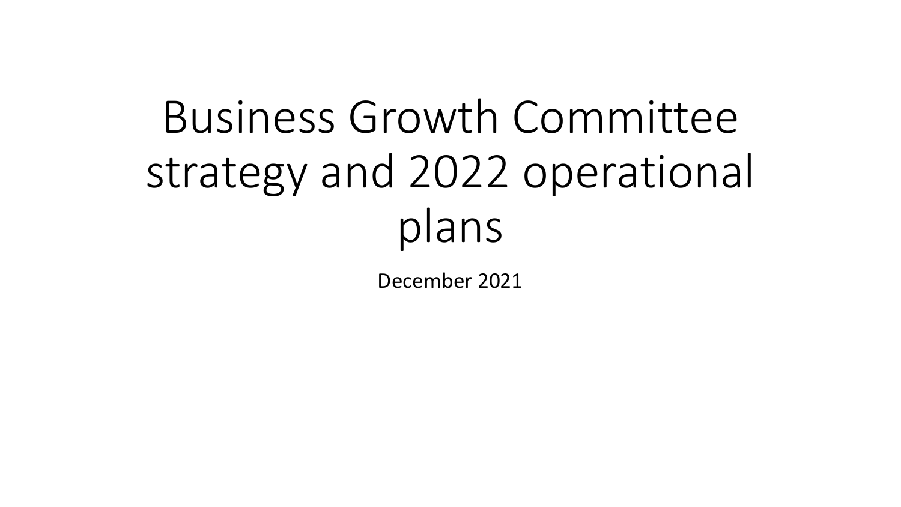# Business Growth Committee strategy and 2022 operational plans

December 2021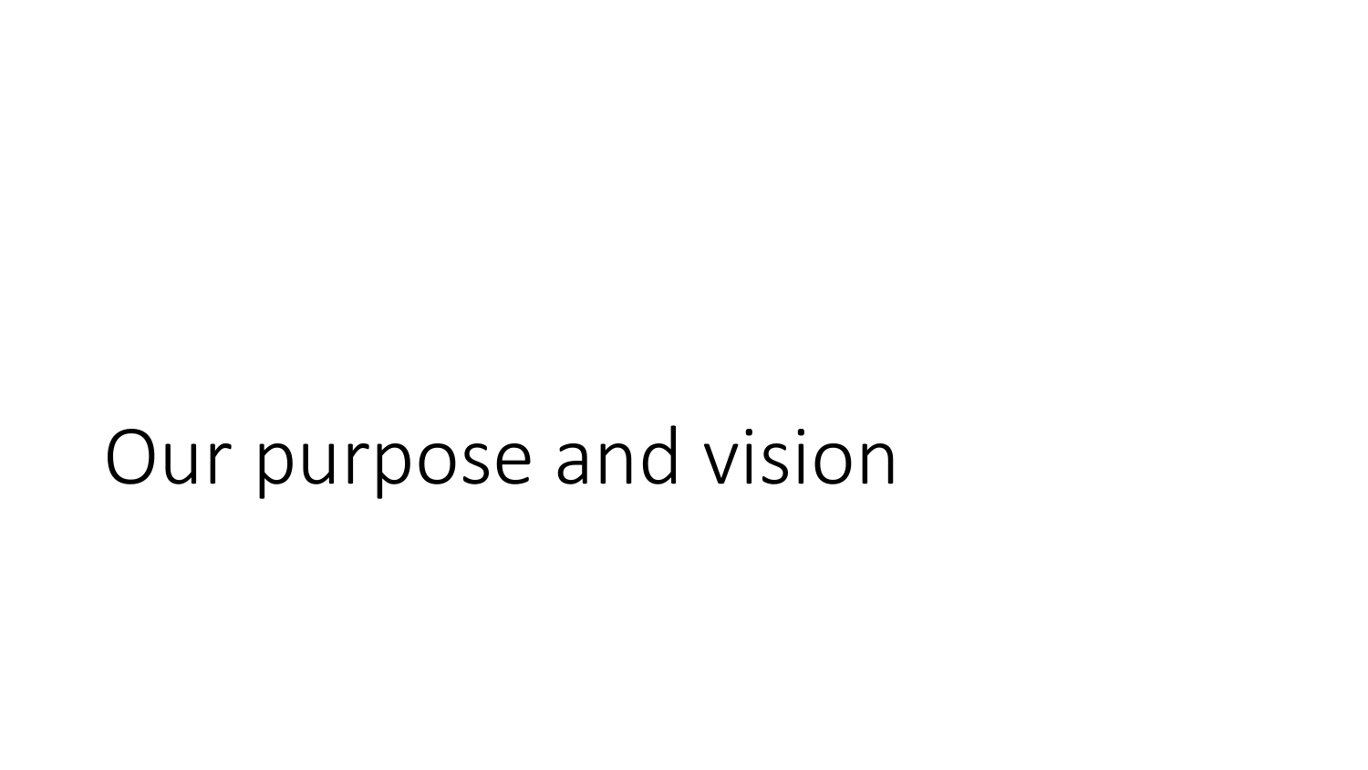# Our purpose and vision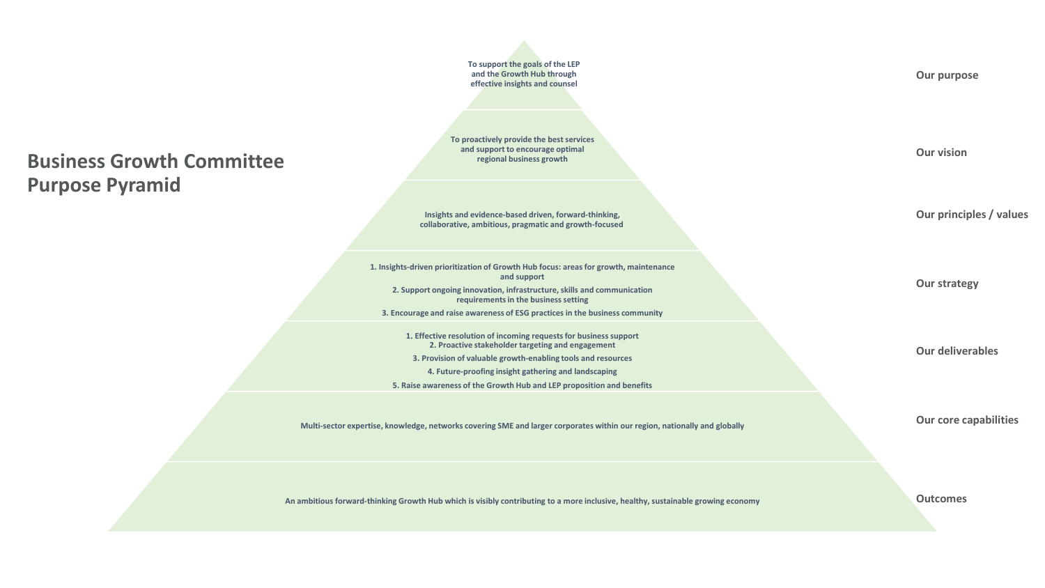# Business Growth Committee Purpose Pyramid

**Our purpose**

To support the goals of the LEP and the Growth Hub through effective insights and counsel

**Our vision**

To proactively provide the best services and support to encourage optimal regional business growth

**Our principles / values**

Insights and evidence-based driven, forward-thinking, collaborative, ambitious, pragmatic and growth-focused

**Our strategy**

1. Insights-driven prioritization of Growth Hub focus: areas for growth, maintenance and support
2. Support ongoing innovation, infrastructure, skills and communication requirements in the business setting
3. Encourage and raise awareness of ESG practices in the business community

**Our deliverables**

1. Effective resolution of incoming requests for business support
2. Proactive stakeholder targeting and engagement
3. Provision of valuable growth-enabling tools and resources
4. Future-proofing insight gathering and landscaping
5. Raise awareness of the Growth Hub and LEP proposition and benefits

**Our core capabilities**

Multi-sector expertise, knowledge, networks covering SME and larger corporates within our region, nationally and globally

**Outcomes**

An ambitious forward-thinking Growth Hub which is visibly contributing to a more inclusive, healthy, sustainable growing economy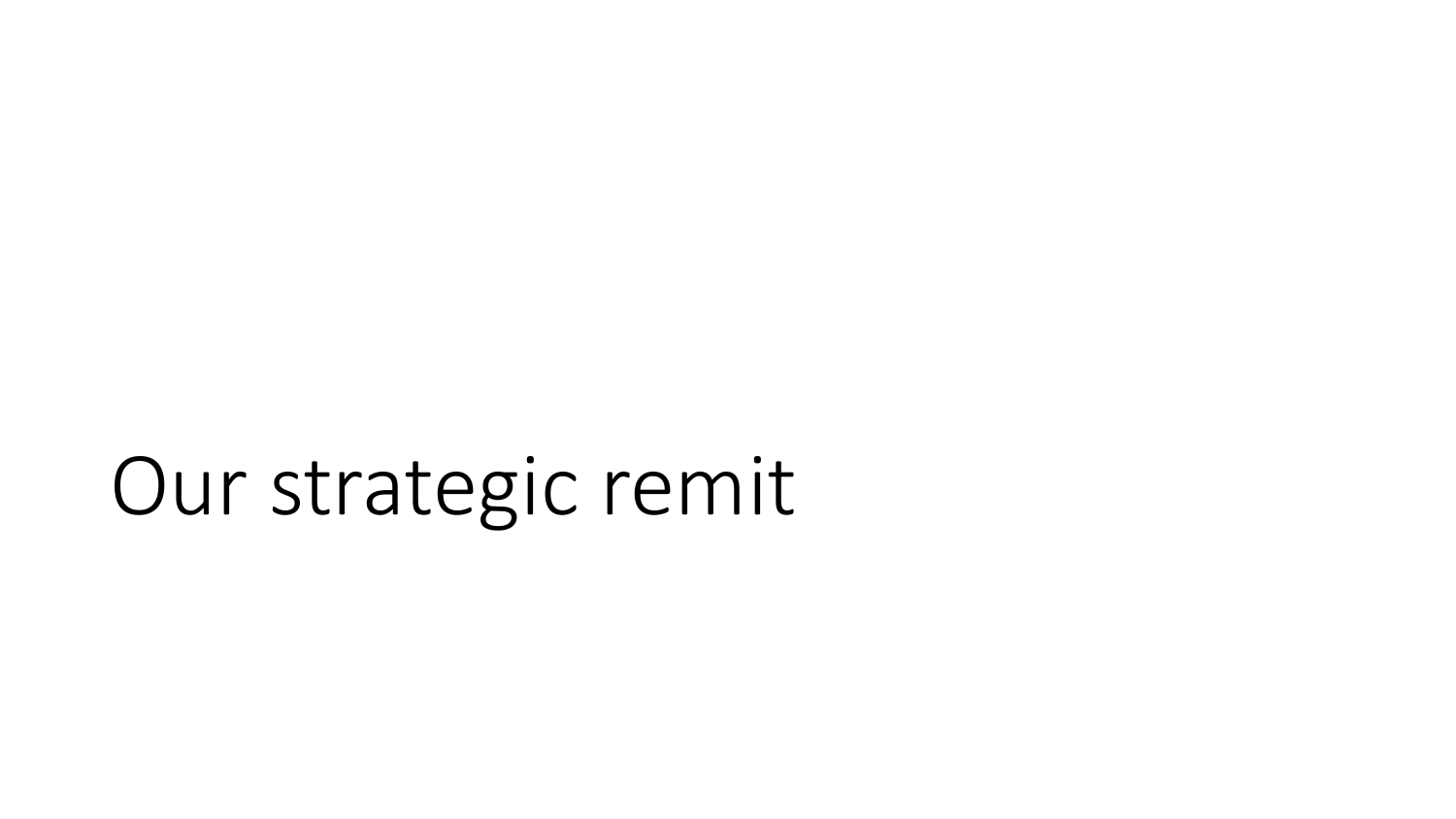# Our strategic remit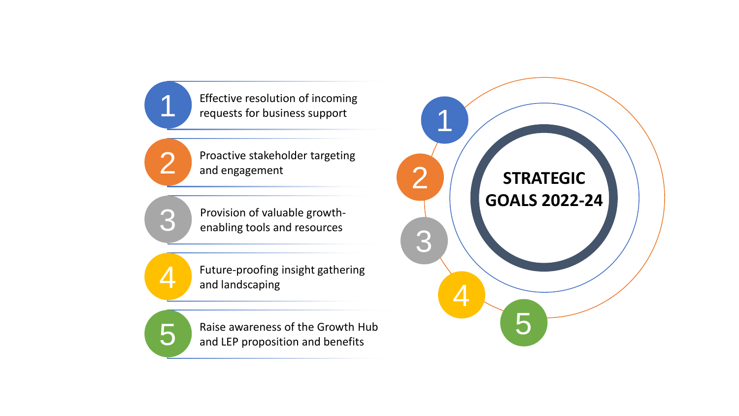# STRATEGIC GOALS 2022-24

1. Effective resolution of incoming requests for business support
2. Proactive stakeholder targeting and engagement
3. Provision of valuable growth-enabling tools and resources
4. Future-proofing insight gathering and landscaping
5. Raise awareness of the Growth Hub and LEP proposition and benefits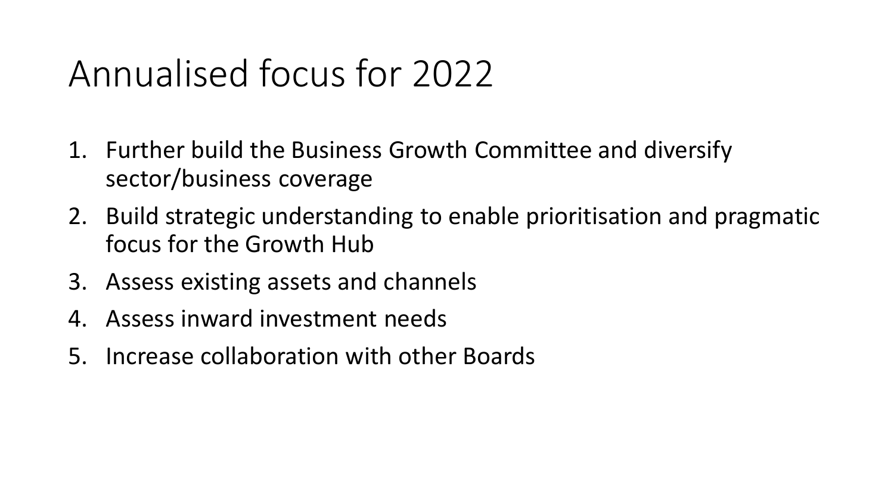# Annualised focus for 2022

1. Further build the Business Growth Committee and diversify sector/business coverage
2. Build strategic understanding to enable prioritisation and pragmatic focus for the Growth Hub
3. Assess existing assets and channels
4. Assess inward investment needs
5. Increase collaboration with other Boards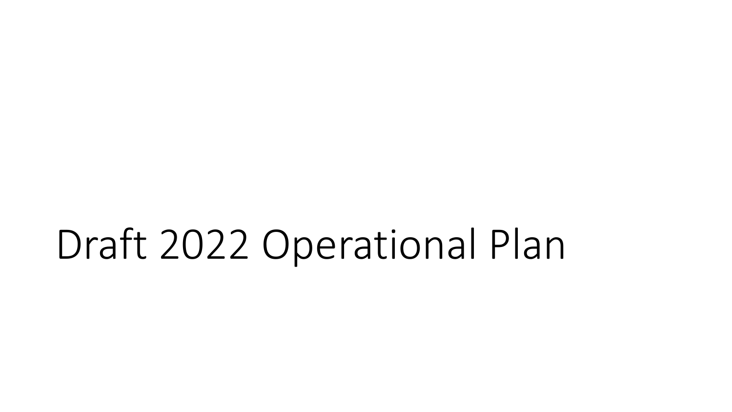# Draft 2022 Operational Plan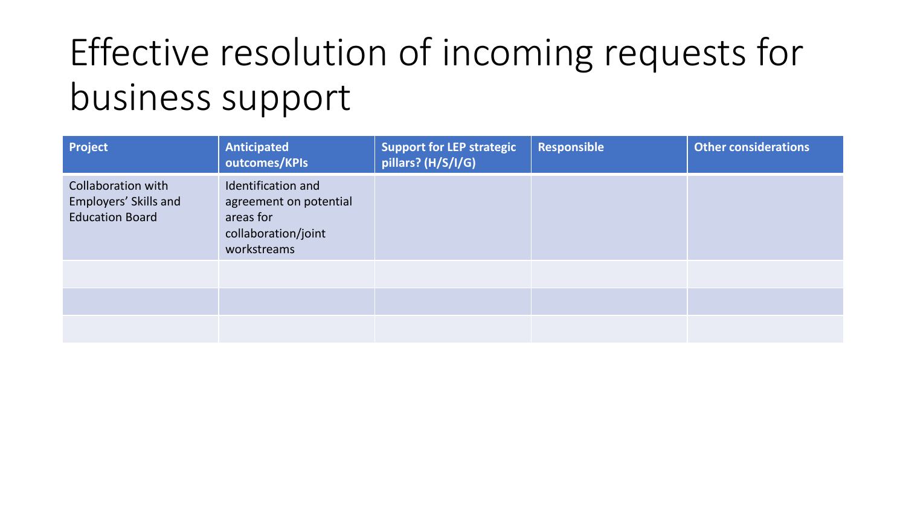# Effective resolution of incoming requests for business support

| Project | Anticipated outcomes/KPIs | Support for LEP strategic pillars? (H/S/I/G) | Responsible | Other considerations |
| --- | --- | --- | --- | --- |
| Collaboration with Employers' Skills and Education Board | Identification and agreement on potential areas for collaboration/joint workstreams | | | |
| | | | | |
| | | | | |
| | | | | |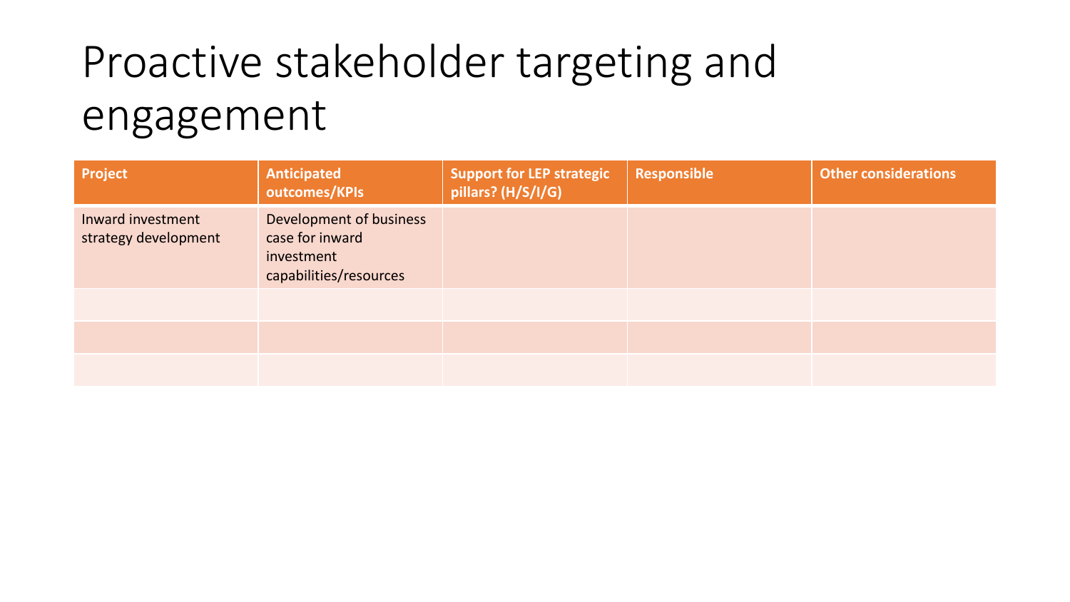# Proactive stakeholder targeting and engagement

| Project | Anticipated outcomes/KPIs | Support for LEP strategic pillars? (H/S/I/G) | Responsible | Other considerations |
| --- | --- | --- | --- | --- |
| Inward investment strategy development | Development of business case for inward investment capabilities/resources | | | |
| | | | | |
| | | | | |
| | | | | |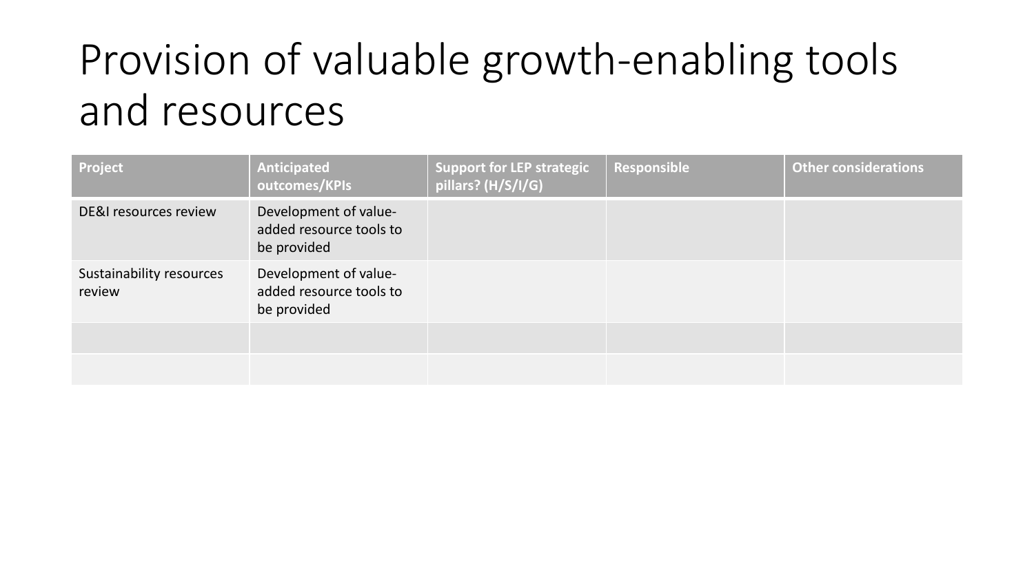# Provision of valuable growth-enabling tools and resources

| Project | Anticipated outcomes/KPIs | Support for LEP strategic pillars? (H/S/I/G) | Responsible | Other considerations |
|---|---|---|---|---|
| DE&I resources review | Development of value-added resource tools to be provided | | | |
| Sustainability resources review | Development of value-added resource tools to be provided | | | |
| | | | | |
| | | | | |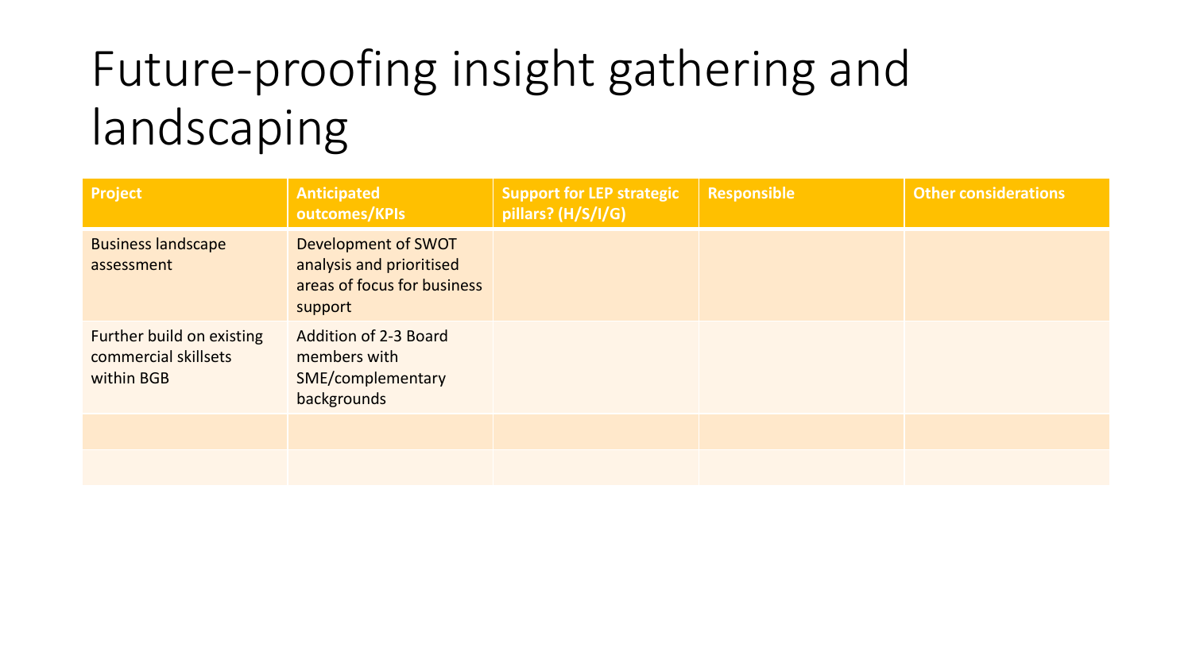# Future-proofing insight gathering and landscaping

| Project | Anticipated outcomes/KPIs | Support for LEP strategic pillars? (H/S/I/G) | Responsible | Other considerations |
|---|---|---|---|---|
| Business landscape assessment | Development of SWOT analysis and prioritised areas of focus for business support | | | |
| Further build on existing commercial skillsets within BGB | Addition of 2-3 Board members with SME/complementary backgrounds | | | |
| | | | | |
| | | | | |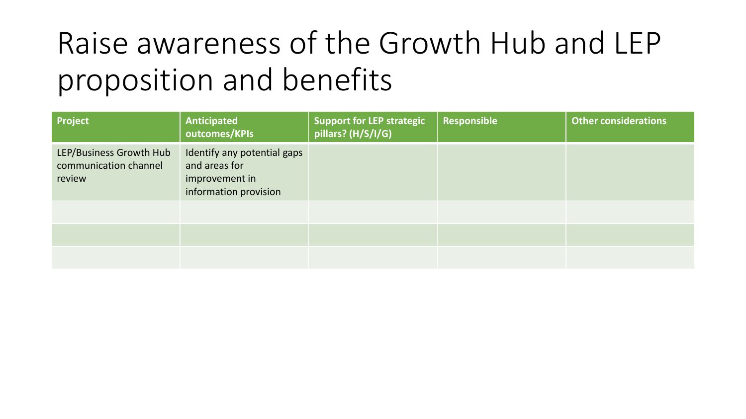# Raise awareness of the Growth Hub and LEP proposition and benefits

| Project | Anticipated outcomes/KPIs | Support for LEP strategic pillars? (H/S/I/G) | Responsible | Other considerations |
|---|---|---|---|---|
| LEP/Business Growth Hub communication channel review | Identify any potential gaps and areas for improvement in information provision | | | |
| | | | | |
| | | | | |
| | | | | |